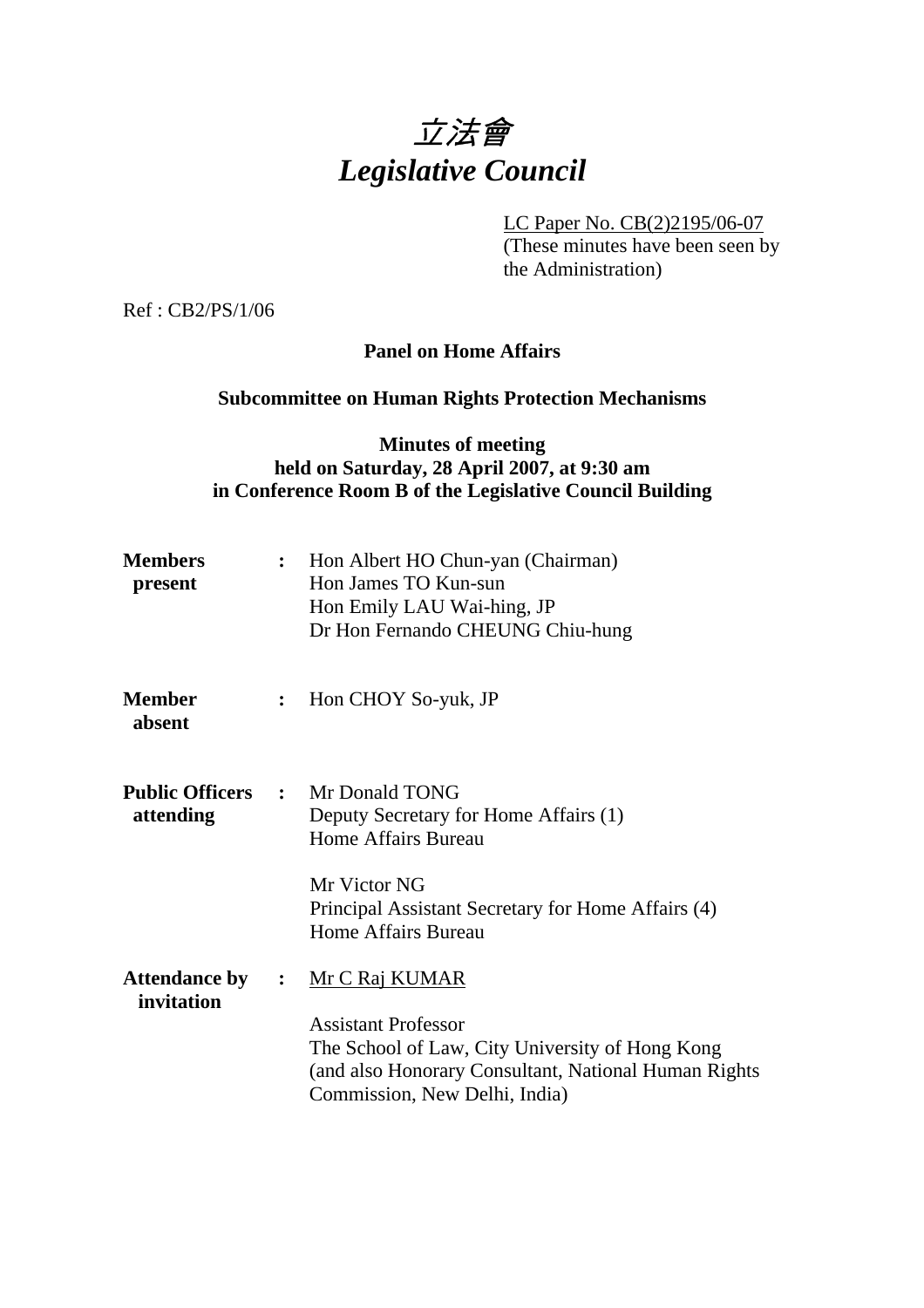# *立法會*
# *Legislative Council*

LC Paper No. CB(2)2195/06-07
(These minutes have been seen by the Administration)

Ref : CB2/PS/1/06

**Panel on Home Affairs**

**Subcommittee on Human Rights Protection Mechanisms**

**Minutes of meeting**
**held on Saturday, 28 April 2007, at 9:30 am**
**in Conference Room B of the Legislative Council Building**

| | | |
|---|---|---|
| **Members present** | : | Hon Albert HO Chun-yan (Chairman)<br>Hon James TO Kun-sun<br>Hon Emily LAU Wai-hing, JP<br>Dr Hon Fernando CHEUNG Chiu-hung |
| **Member absent** | : | Hon CHOY So-yuk, JP |
| **Public Officers attending** | : | Mr Donald TONG<br>Deputy Secretary for Home Affairs (1)<br>Home Affairs Bureau<br><br>Mr Victor NG<br>Principal Assistant Secretary for Home Affairs (4)<br>Home Affairs Bureau |
| **Attendance by invitation** | : | Mr C Raj KUMAR<br><br>Assistant Professor<br>The School of Law, City University of Hong Kong<br>(and also Honorary Consultant, National Human Rights Commission, New Delhi, India) |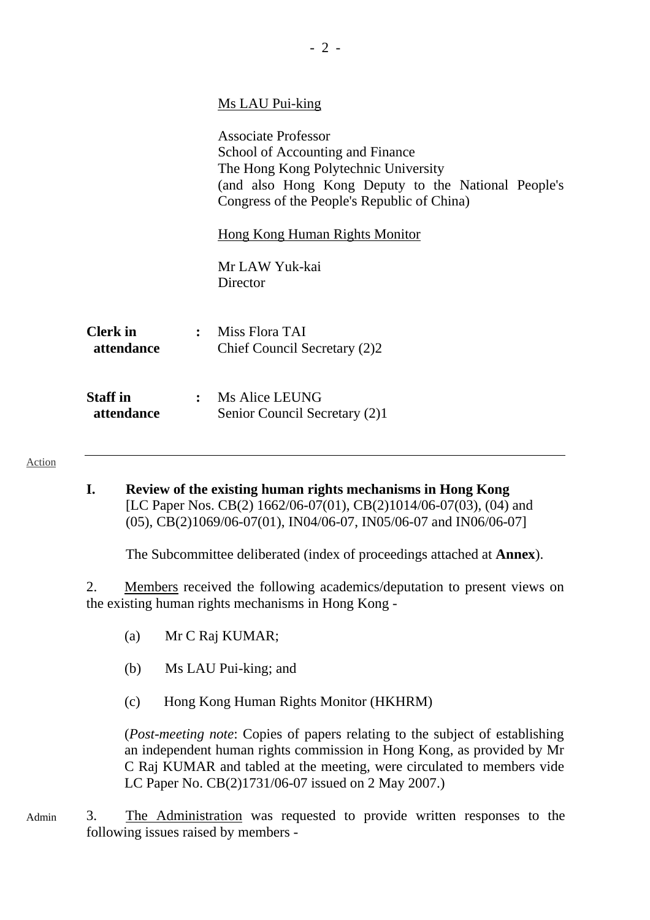Ms LAU Pui-king

Associate Professor
School of Accounting and Finance
The Hong Kong Polytechnic University
(and also Hong Kong Deputy to the National People's Congress of the People's Republic of China)

Hong Kong Human Rights Monitor

Mr LAW Yuk-kai
Director

**Clerk in attendance** : Miss Flora TAI
Chief Council Secretary (2)2

**Staff in attendance** : Ms Alice LEUNG
Senior Council Secretary (2)1

---

Action

**I. Review of the existing human rights mechanisms in Hong Kong**
[LC Paper Nos. CB(2) 1662/06-07(01), CB(2)1014/06-07(03), (04) and (05), CB(2)1069/06-07(01), IN04/06-07, IN05/06-07 and IN06/06-07]

The Subcommittee deliberated (index of proceedings attached at **Annex**).

2. Members received the following academics/deputation to present views on the existing human rights mechanisms in Hong Kong -

(a) Mr C Raj KUMAR;

(b) Ms LAU Pui-king; and

(c) Hong Kong Human Rights Monitor (HKHRM)

(*Post-meeting note*: Copies of papers relating to the subject of establishing an independent human rights commission in Hong Kong, as provided by Mr C Raj KUMAR and tabled at the meeting, were circulated to members vide LC Paper No. CB(2)1731/06-07 issued on 2 May 2007.)

Admin

3. The Administration was requested to provide written responses to the following issues raised by members -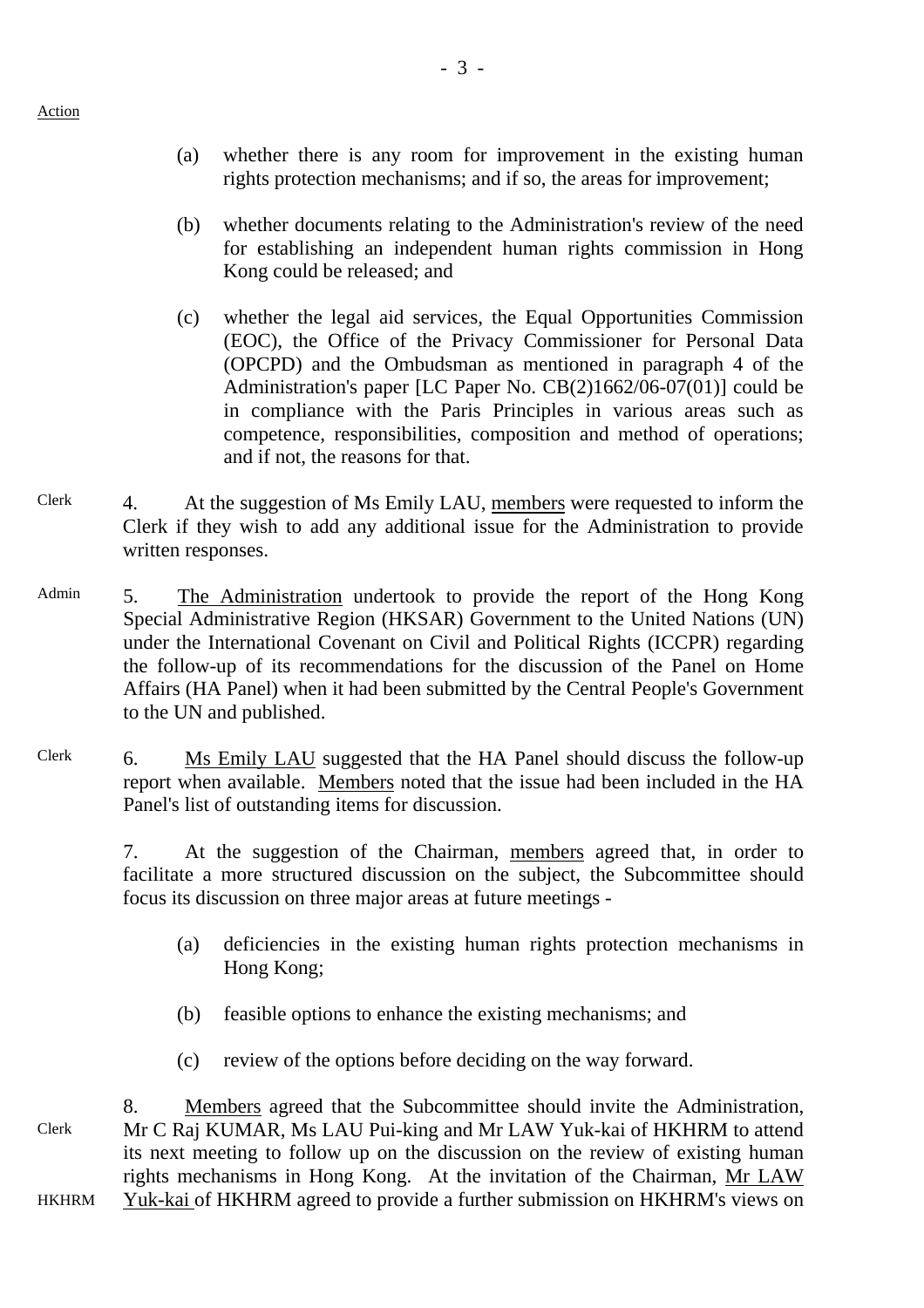Action

(a) whether there is any room for improvement in the existing human rights protection mechanisms; and if so, the areas for improvement;

(b) whether documents relating to the Administration's review of the need for establishing an independent human rights commission in Hong Kong could be released; and

(c) whether the legal aid services, the Equal Opportunities Commission (EOC), the Office of the Privacy Commissioner for Personal Data (OPCPD) and the Ombudsman as mentioned in paragraph 4 of the Administration's paper [LC Paper No. CB(2)1662/06-07(01)] could be in compliance with the Paris Principles in various areas such as competence, responsibilities, composition and method of operations; and if not, the reasons for that.

Clerk

4. At the suggestion of Ms Emily LAU, members were requested to inform the Clerk if they wish to add any additional issue for the Administration to provide written responses.

Admin

5. The Administration undertook to provide the report of the Hong Kong Special Administrative Region (HKSAR) Government to the United Nations (UN) under the International Covenant on Civil and Political Rights (ICCPR) regarding the follow-up of its recommendations for the discussion of the Panel on Home Affairs (HA Panel) when it had been submitted by the Central People's Government to the UN and published.

Clerk

6. Ms Emily LAU suggested that the HA Panel should discuss the follow-up report when available. Members noted that the issue had been included in the HA Panel's list of outstanding items for discussion.

7. At the suggestion of the Chairman, members agreed that, in order to facilitate a more structured discussion on the subject, the Subcommittee should focus its discussion on three major areas at future meetings -

(a) deficiencies in the existing human rights protection mechanisms in Hong Kong;

(b) feasible options to enhance the existing mechanisms; and

(c) review of the options before deciding on the way forward.

Clerk

HKHRM

8. Members agreed that the Subcommittee should invite the Administration, Mr C Raj KUMAR, Ms LAU Pui-king and Mr LAW Yuk-kai of HKHRM to attend its next meeting to follow up on the discussion on the review of existing human rights mechanisms in Hong Kong. At the invitation of the Chairman, Mr LAW Yuk-kai of HKHRM agreed to provide a further submission on HKHRM's views on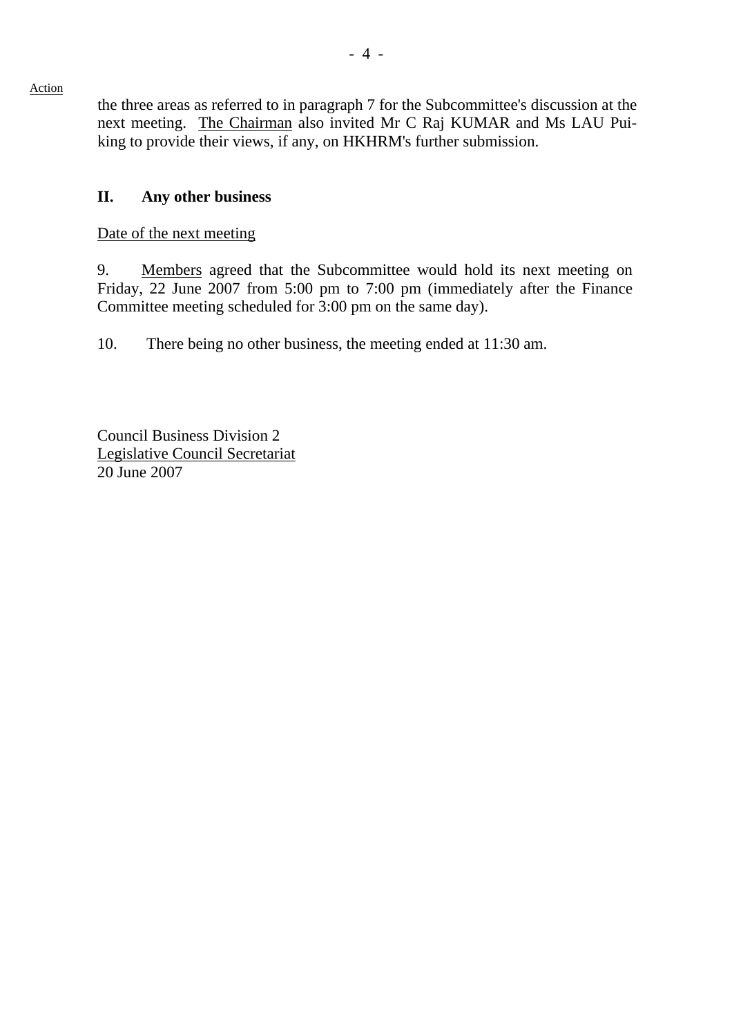Action

the three areas as referred to in paragraph 7 for the Subcommittee's discussion at the next meeting. The Chairman also invited Mr C Raj KUMAR and Ms LAU Pui-king to provide their views, if any, on HKHRM's further submission.

## II. Any other business

Date of the next meeting

9. Members agreed that the Subcommittee would hold its next meeting on Friday, 22 June 2007 from 5:00 pm to 7:00 pm (immediately after the Finance Committee meeting scheduled for 3:00 pm on the same day).

10. There being no other business, the meeting ended at 11:30 am.

Council Business Division 2
Legislative Council Secretariat
20 June 2007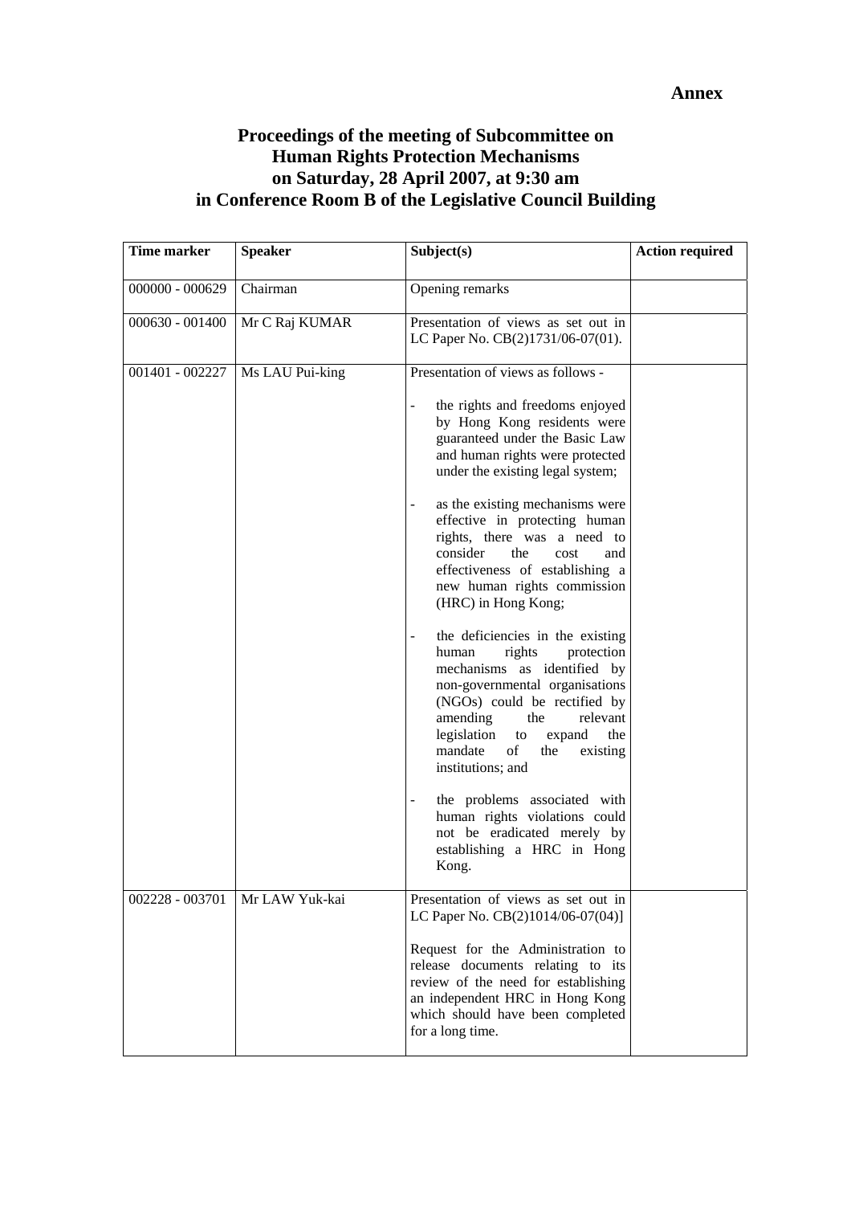**Annex**

# Proceedings of the meeting of Subcommittee on Human Rights Protection Mechanisms on Saturday, 28 April 2007, at 9:30 am in Conference Room B of the Legislative Council Building

| Time marker | Speaker | Subject(s) | Action required |
|---|---|---|---|
| 000000 - 000629 | Chairman | Opening remarks | |
| 000630 - 001400 | Mr C Raj KUMAR | Presentation of views as set out in LC Paper No. CB(2)1731/06-07(01). | |
| 001401 - 002227 | Ms LAU Pui-king | Presentation of views as follows - <br><br> - the rights and freedoms enjoyed by Hong Kong residents were guaranteed under the Basic Law and human rights were protected under the existing legal system; <br><br> - as the existing mechanisms were effective in protecting human rights, there was a need to consider the cost and effectiveness of establishing a new human rights commission (HRC) in Hong Kong; <br><br> - the deficiencies in the existing human rights protection mechanisms as identified by non-governmental organisations (NGOs) could be rectified by amending the relevant legislation to expand the mandate of the existing institutions; and <br><br> - the problems associated with human rights violations could not be eradicated merely by establishing a HRC in Hong Kong. | |
| 002228 - 003701 | Mr LAW Yuk-kai | Presentation of views as set out in LC Paper No. CB(2)1014/06-07(04)] <br><br> Request for the Administration to release documents relating to its review of the need for establishing an independent HRC in Hong Kong which should have been completed for a long time. | |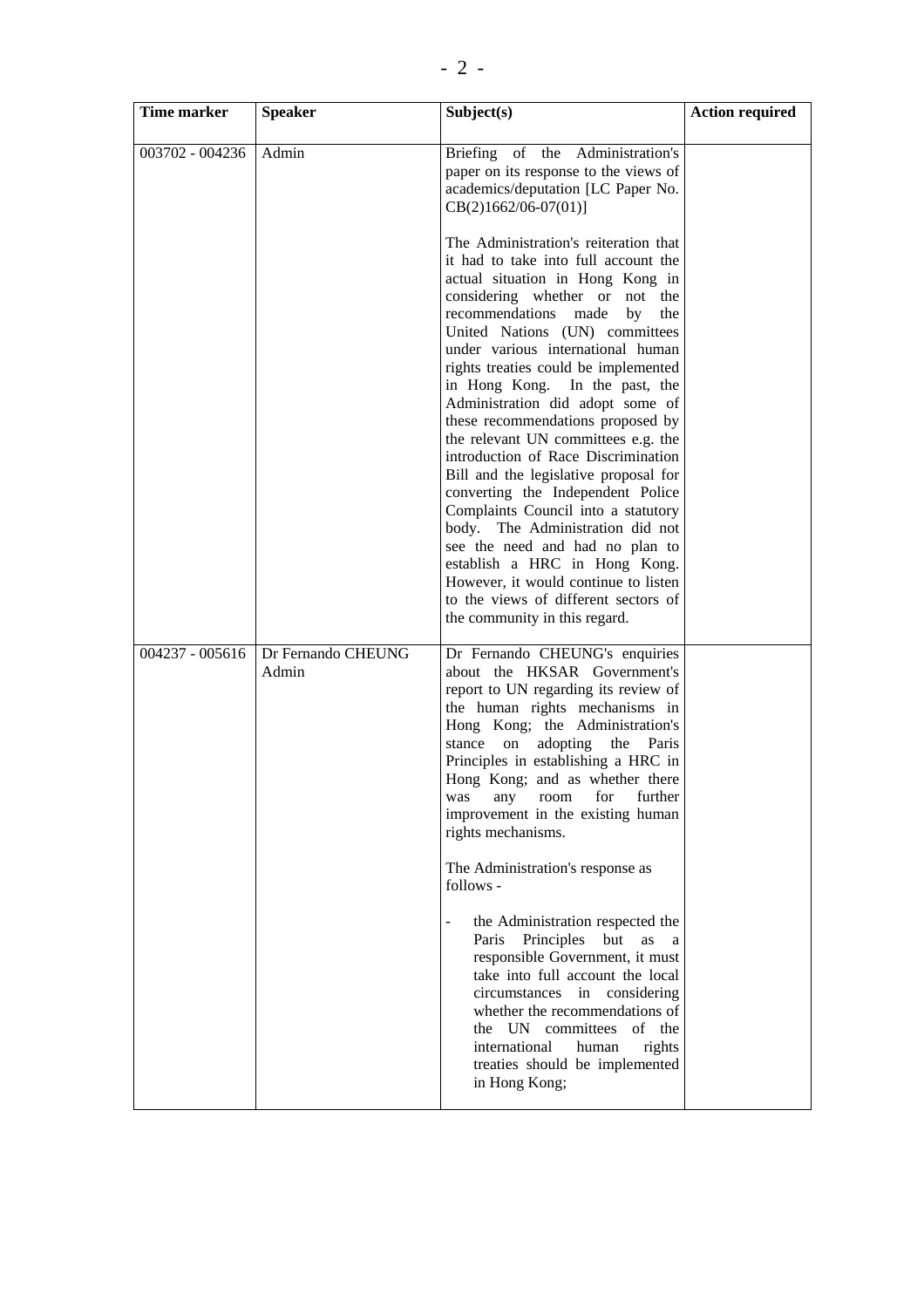| Time marker | Speaker | Subject(s) | Action required |
|---|---|---|---|
| 003702 - 004236 | Admin | Briefing of the Administration's paper on its response to the views of academics/deputation [LC Paper No. CB(2)1662/06-07(01)]<br><br>The Administration's reiteration that it had to take into full account the actual situation in Hong Kong in considering whether or not the recommendations made by the United Nations (UN) committees under various international human rights treaties could be implemented in Hong Kong. In the past, the Administration did adopt some of these recommendations proposed by the relevant UN committees e.g. the introduction of Race Discrimination Bill and the legislative proposal for converting the Independent Police Complaints Council into a statutory body. The Administration did not see the need and had no plan to establish a HRC in Hong Kong. However, it would continue to listen to the views of different sectors of the community in this regard. | |
| 004237 - 005616 | Dr Fernando CHEUNG<br>Admin | Dr Fernando CHEUNG's enquiries about the HKSAR Government's report to UN regarding its review of the human rights mechanisms in Hong Kong; the Administration's stance on adopting the Paris Principles in establishing a HRC in Hong Kong; and as whether there was any room for further improvement in the existing human rights mechanisms.<br><br>The Administration's response as follows -<br><br>- the Administration respected the Paris Principles but as a responsible Government, it must take into full account the local circumstances in considering whether the recommendations of the UN committees of the international human rights treaties should be implemented in Hong Kong; | |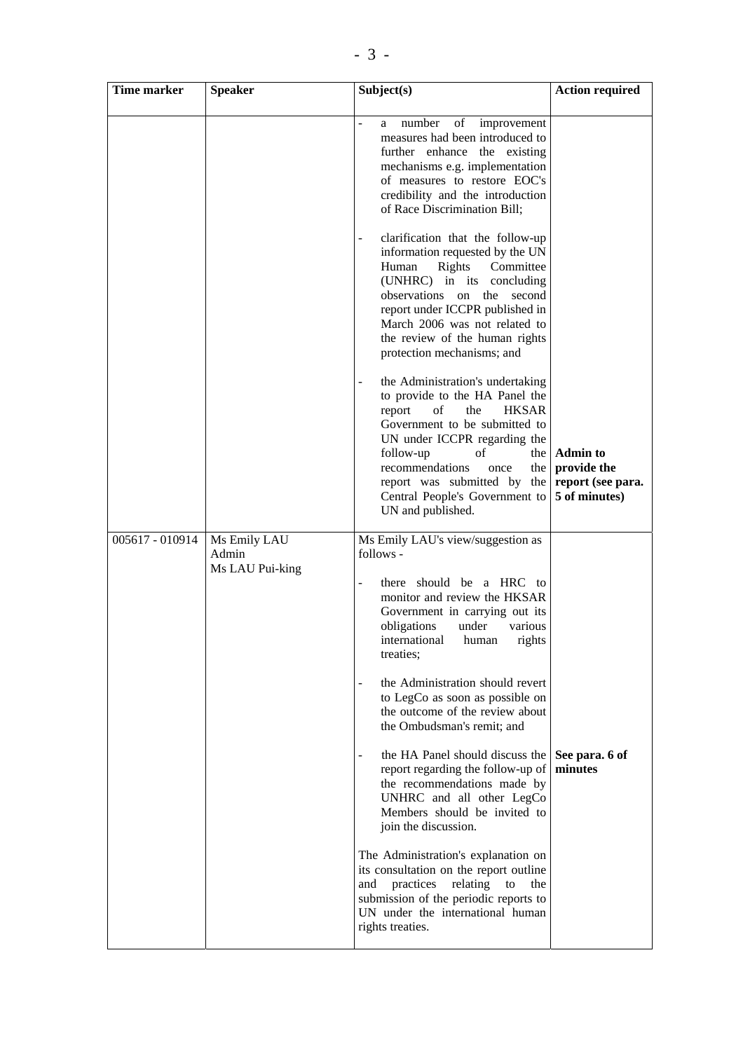| Time marker | Speaker | Subject(s) | Action required |
|---|---|---|---|
| | | - a number of improvement measures had been introduced to further enhance the existing mechanisms e.g. implementation of measures to restore EOC's credibility and the introduction of Race Discrimination Bill;<br><br>- clarification that the follow-up information requested by the UN Human Rights Committee (UNHRC) in its concluding observations on the second report under ICCPR published in March 2006 was not related to the review of the human rights protection mechanisms; and<br><br>- the Administration's undertaking to provide to the HA Panel the report of the HKSAR Government to be submitted to UN under ICCPR regarding the follow-up of the recommendations once the report was submitted by the Central People's Government to UN and published. | **Admin to provide the report (see para. 5 of minutes)** |
| 005617 - 010914 | Ms Emily LAU<br>Admin<br>Ms LAU Pui-king | Ms Emily LAU's view/suggestion as follows -<br><br>- there should be a HRC to monitor and review the HKSAR Government in carrying out its obligations under various international human rights treaties;<br><br>- the Administration should revert to LegCo as soon as possible on the outcome of the review about the Ombudsman's remit; and<br><br>- the HA Panel should discuss the report regarding the follow-up of the recommendations made by UNHRC and all other LegCo Members should be invited to join the discussion.<br><br>The Administration's explanation on its consultation on the report outline and practices relating to the submission of the periodic reports to UN under the international human rights treaties. | **See para. 6 of minutes** |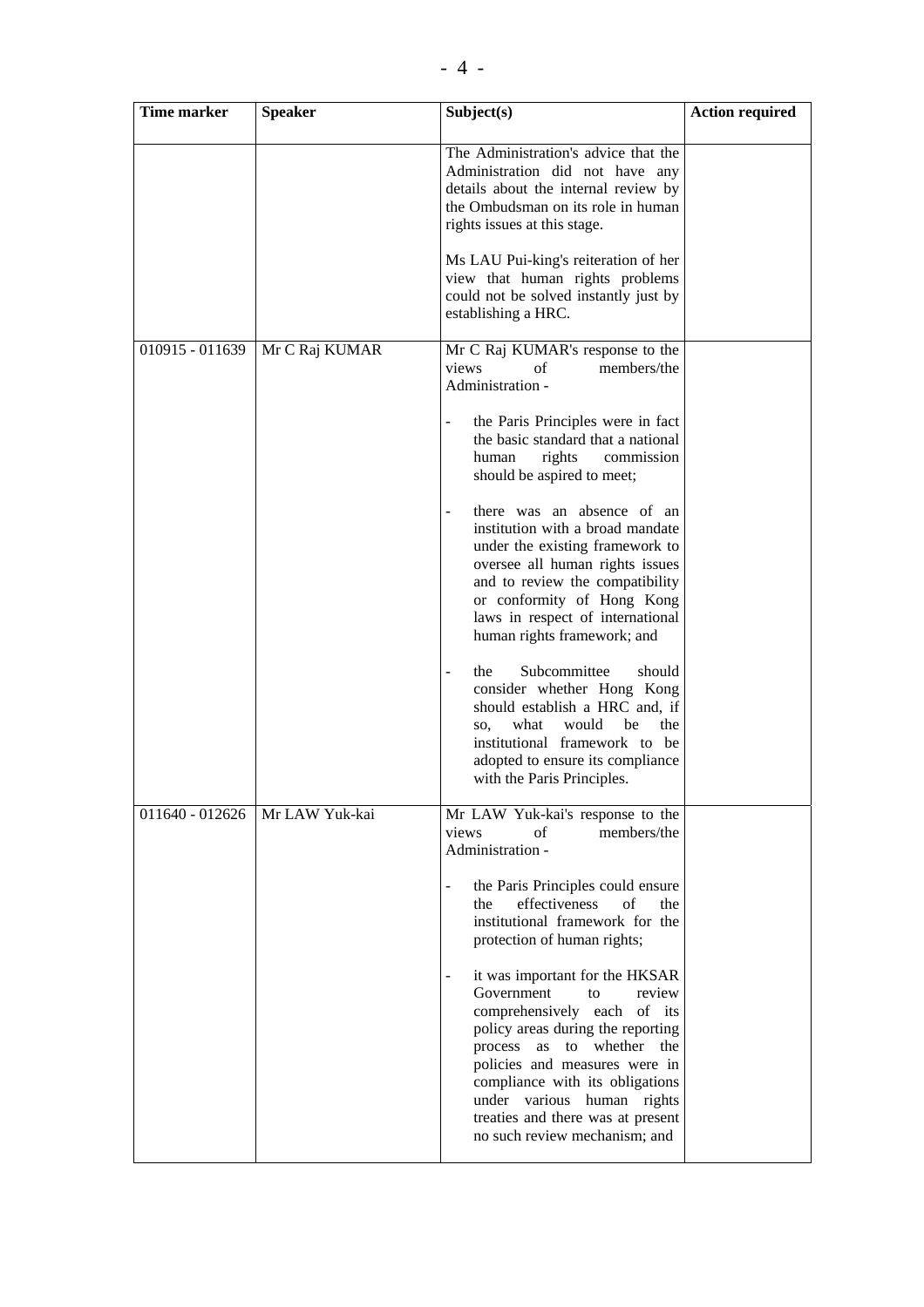| Time marker | Speaker | Subject(s) | Action required |
|---|---|---|---|
| | | The Administration's advice that the Administration did not have any details about the internal review by the Ombudsman on its role in human rights issues at this stage.<br><br>Ms LAU Pui-king's reiteration of her view that human rights problems could not be solved instantly just by establishing a HRC. | |
| 010915 - 011639 | Mr C Raj KUMAR | Mr C Raj KUMAR's response to the views of members/the Administration -<br><br>- the Paris Principles were in fact the basic standard that a national human rights commission should be aspired to meet;<br><br>- there was an absence of an institution with a broad mandate under the existing framework to oversee all human rights issues and to review the compatibility or conformity of Hong Kong laws in respect of international human rights framework; and<br><br>- the Subcommittee should consider whether Hong Kong should establish a HRC and, if so, what would be the institutional framework to be adopted to ensure its compliance with the Paris Principles. | |
| 011640 - 012626 | Mr LAW Yuk-kai | Mr LAW Yuk-kai's response to the views of members/the Administration -<br><br>- the Paris Principles could ensure the effectiveness of the institutional framework for the protection of human rights;<br><br>- it was important for the HKSAR Government to review comprehensively each of its policy areas during the reporting process as to whether the policies and measures were in compliance with its obligations under various human rights treaties and there was at present no such review mechanism; and | |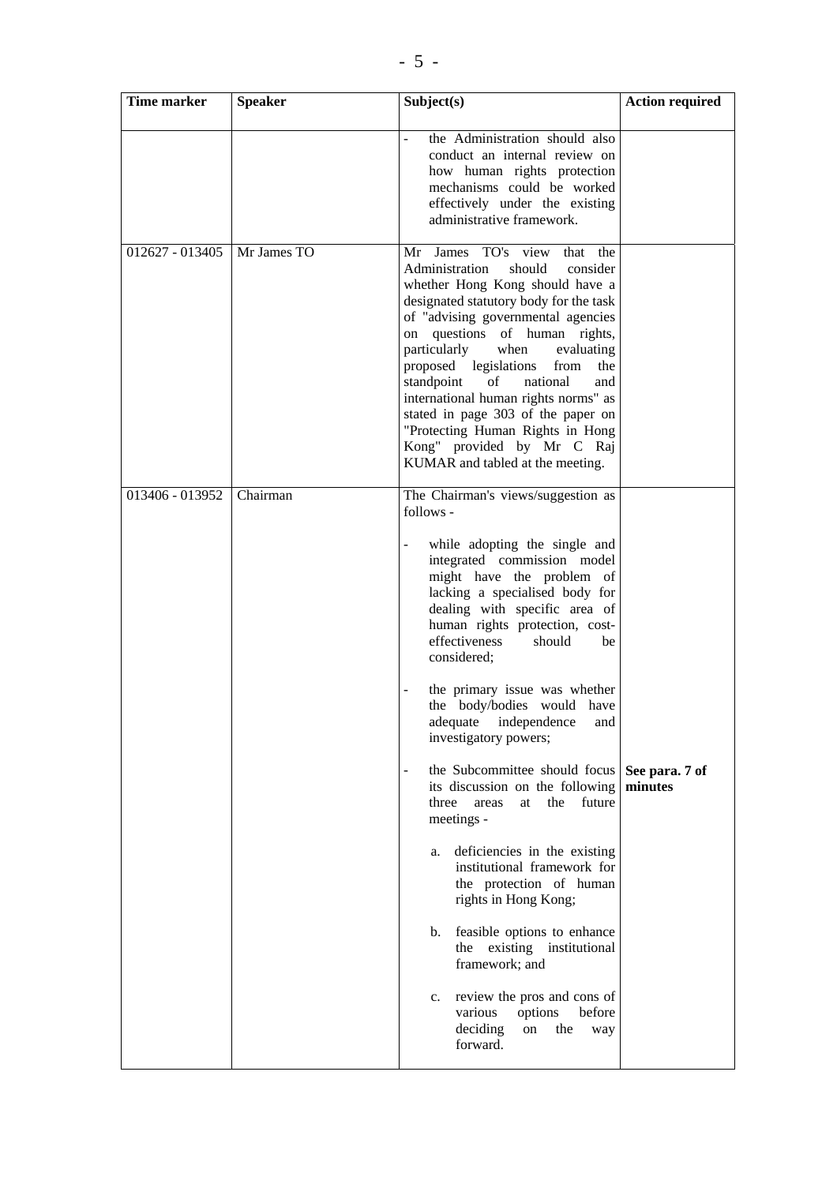| Time marker | Speaker | Subject(s) | Action required |
|---|---|---|---|
| | | - the Administration should also conduct an internal review on how human rights protection mechanisms could be worked effectively under the existing administrative framework. | |
| 012627 - 013405 | Mr James TO | Mr James TO's view that the Administration should consider whether Hong Kong should have a designated statutory body for the task of "advising governmental agencies on questions of human rights, particularly when evaluating proposed legislations from the standpoint of national and international human rights norms" as stated in page 303 of the paper on "Protecting Human Rights in Hong Kong" provided by Mr C Raj KUMAR and tabled at the meeting. | |
| 013406 - 013952 | Chairman | The Chairman's views/suggestion as follows -<br><br>- while adopting the single and integrated commission model might have the problem of lacking a specialised body for dealing with specific area of human rights protection, cost-effectiveness should be considered;<br><br>- the primary issue was whether the body/bodies would have adequate independence and investigatory powers;<br><br>- the Subcommittee should focus its discussion on the following three areas at the future meetings -<br><br>a. deficiencies in the existing institutional framework for the protection of human rights in Hong Kong;<br><br>b. feasible options to enhance the existing institutional framework; and<br><br>c. review the pros and cons of various options before deciding on the way forward. | **See para. 7 of minutes** |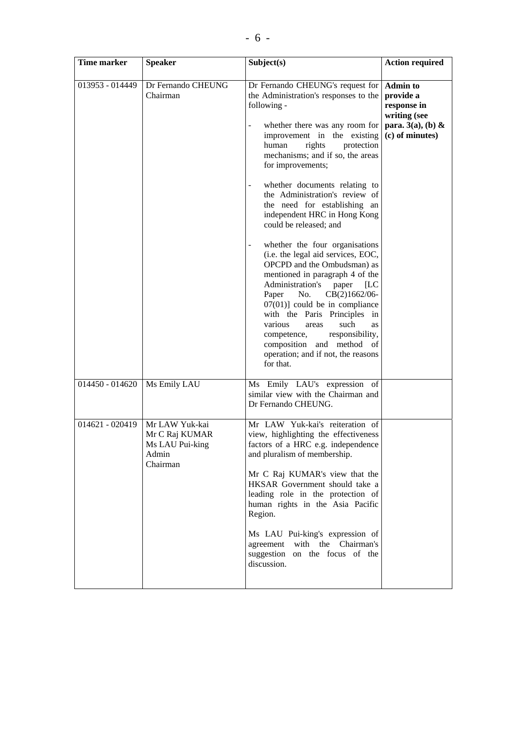| Time marker | Speaker | Subject(s) | Action required |
|---|---|---|---|
| 013953 - 014449 | Dr Fernando CHEUNG<br>Chairman | Dr Fernando CHEUNG's request for the Administration's responses to the following -<br><br>- whether there was any room for improvement in the existing human rights protection mechanisms; and if so, the areas for improvements;<br><br>- whether documents relating to the Administration's review of the need for establishing an independent HRC in Hong Kong could be released; and<br><br>- whether the four organisations (i.e. the legal aid services, EOC, OPCPD and the Ombudsman) as mentioned in paragraph 4 of the Administration's paper [LC Paper No. CB(2)1662/06-07(01)] could be in compliance with the Paris Principles in various areas such as competence, responsibility, composition and method of operation; and if not, the reasons for that. | **Admin to provide a response in writing (see para. 3(a), (b) & (c) of minutes)** |
| 014450 - 014620 | Ms Emily LAU | Ms Emily LAU's expression of similar view with the Chairman and Dr Fernando CHEUNG. | |
| 014621 - 020419 | Mr LAW Yuk-kai<br>Mr C Raj KUMAR<br>Ms LAU Pui-king<br>Admin<br>Chairman | Mr LAW Yuk-kai's reiteration of view, highlighting the effectiveness factors of a HRC e.g. independence and pluralism of membership.<br><br>Mr C Raj KUMAR's view that the HKSAR Government should take a leading role in the protection of human rights in the Asia Pacific Region.<br><br>Ms LAU Pui-king's expression of agreement with the Chairman's suggestion on the focus of the discussion. | |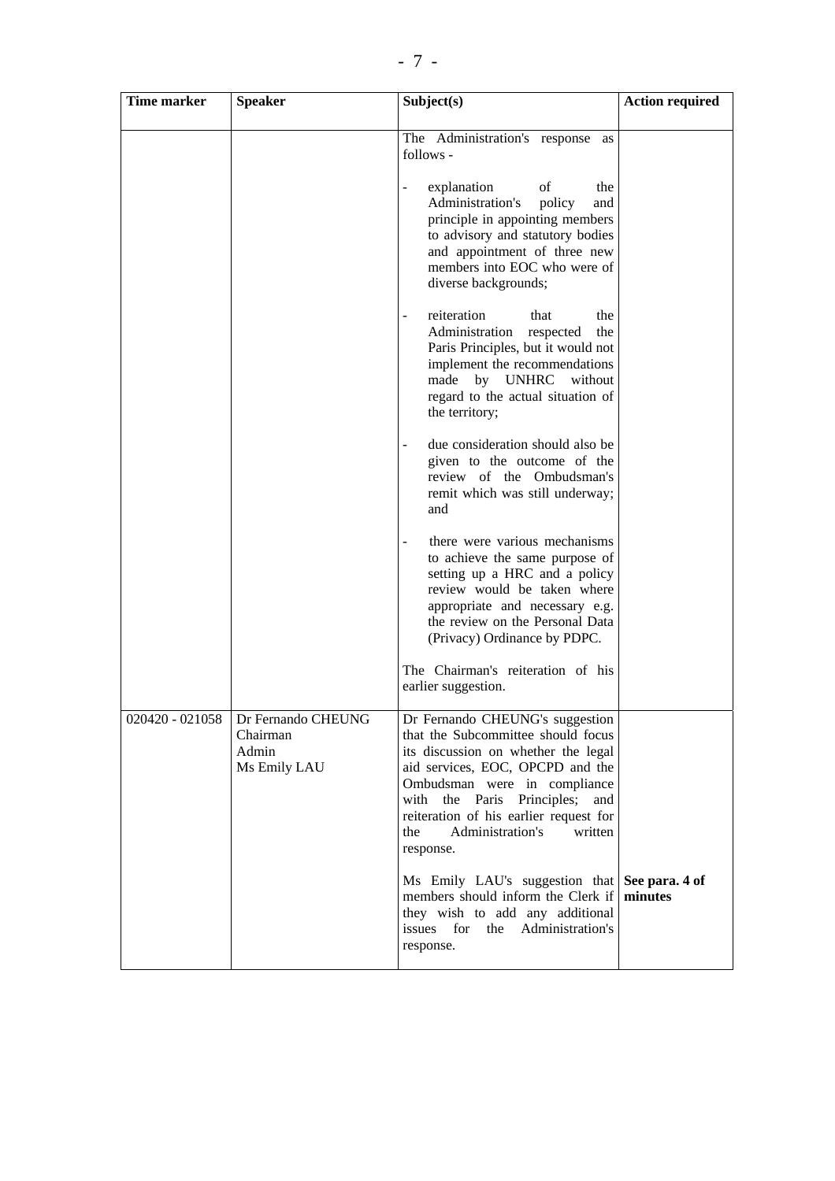| Time marker | Speaker | Subject(s) | Action required |
|---|---|---|---|
| | | The Administration's response as follows -<br><br>- explanation of the Administration's policy and principle in appointing members to advisory and statutory bodies and appointment of three new members into EOC who were of diverse backgrounds;<br><br>- reiteration that the Administration respected the Paris Principles, but it would not implement the recommendations made by UNHRC without regard to the actual situation of the territory;<br><br>- due consideration should also be given to the outcome of the review of the Ombudsman's remit which was still underway; and<br><br>- there were various mechanisms to achieve the same purpose of setting up a HRC and a policy review would be taken where appropriate and necessary e.g. the review on the Personal Data (Privacy) Ordinance by PDPC.<br><br>The Chairman's reiteration of his earlier suggestion. | |
| 020420 - 021058 | Dr Fernando CHEUNG<br>Chairman<br>Admin<br>Ms Emily LAU | Dr Fernando CHEUNG's suggestion that the Subcommittee should focus its discussion on whether the legal aid services, EOC, OPCPD and the Ombudsman were in compliance with the Paris Principles; and reiteration of his earlier request for the Administration's written response.<br><br>Ms Emily LAU's suggestion that members should inform the Clerk if they wish to add any additional issues for the Administration's response. | <br><br><br><br><br><br><br><br><br>**See para. 4 of minutes** |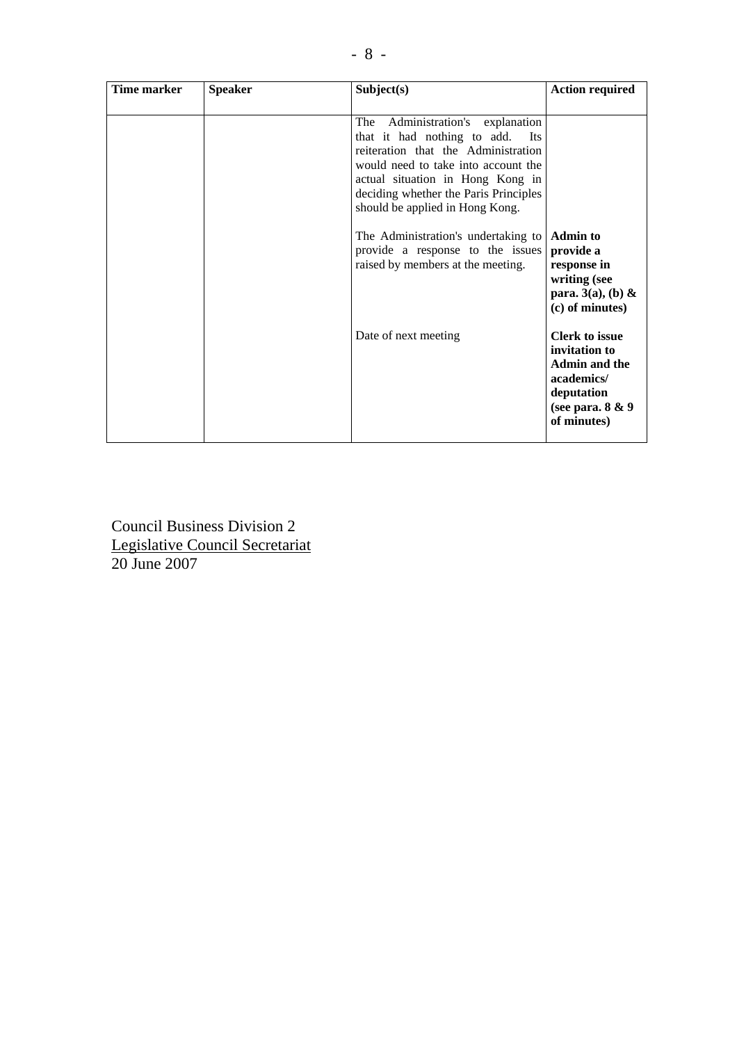| Time marker | Speaker | Subject(s) | Action required |
|---|---|---|---|
| | | The Administration's explanation that it had nothing to add. Its reiteration that the Administration would need to take into account the actual situation in Hong Kong in deciding whether the Paris Principles should be applied in Hong Kong. | |
| | | The Administration's undertaking to provide a response to the issues raised by members at the meeting. | **Admin to provide a response in writing (see para. 3(a), (b) & (c) of minutes)** |
| | | Date of next meeting | **Clerk to issue invitation to Admin and the academics/ deputation (see para. 8 & 9 of minutes)** |

Council Business Division 2
Legislative Council Secretariat
20 June 2007